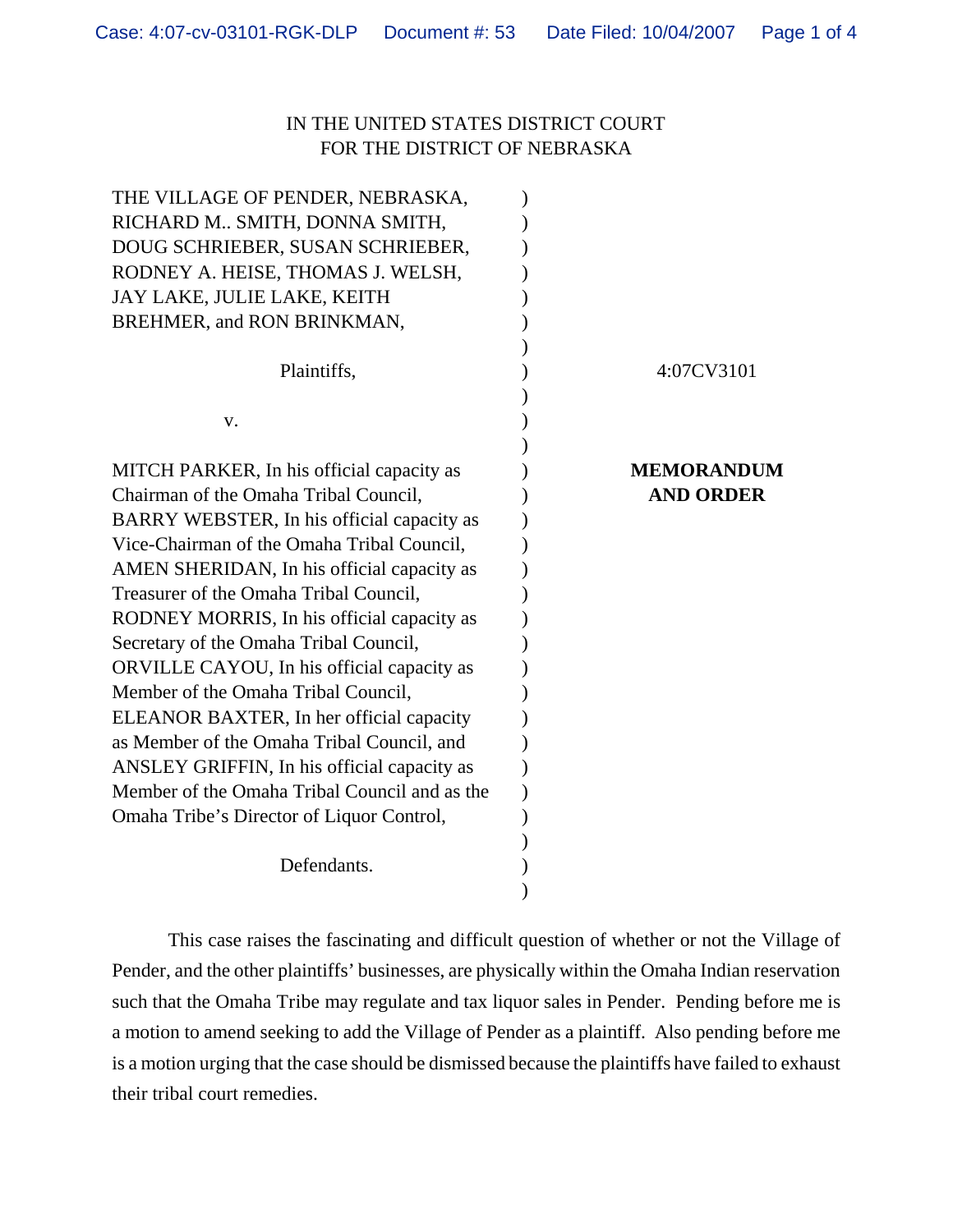IN THE UNITED STATES DISTRICT COURT
FOR THE DISTRICT OF NEBRASKA

THE VILLAGE OF PENDER, NEBRASKA, RICHARD M.. SMITH, DONNA SMITH, DOUG SCHRIEBER, SUSAN SCHRIEBER, RODNEY A. HEISE, THOMAS J. WELSH, JAY LAKE, JULIE LAKE, KEITH BREHMER, and RON BRINKMAN,

Plaintiffs,

v.

MITCH PARKER, In his official capacity as Chairman of the Omaha Tribal Council, BARRY WEBSTER, In his official capacity as Vice-Chairman of the Omaha Tribal Council, AMEN SHERIDAN, In his official capacity as Treasurer of the Omaha Tribal Council, RODNEY MORRIS, In his official capacity as Secretary of the Omaha Tribal Council, ORVILLE CAYOU, In his official capacity as Member of the Omaha Tribal Council, ELEANOR BAXTER, In her official capacity as Member of the Omaha Tribal Council, and ANSLEY GRIFFIN, In his official capacity as Member of the Omaha Tribal Council and as the Omaha Tribe's Director of Liquor Control,

Defendants.

4:07CV3101

**MEMORANDUM AND ORDER**

This case raises the fascinating and difficult question of whether or not the Village of Pender, and the other plaintiffs' businesses, are physically within the Omaha Indian reservation such that the Omaha Tribe may regulate and tax liquor sales in Pender. Pending before me is a motion to amend seeking to add the Village of Pender as a plaintiff. Also pending before me is a motion urging that the case should be dismissed because the plaintiffs have failed to exhaust their tribal court remedies.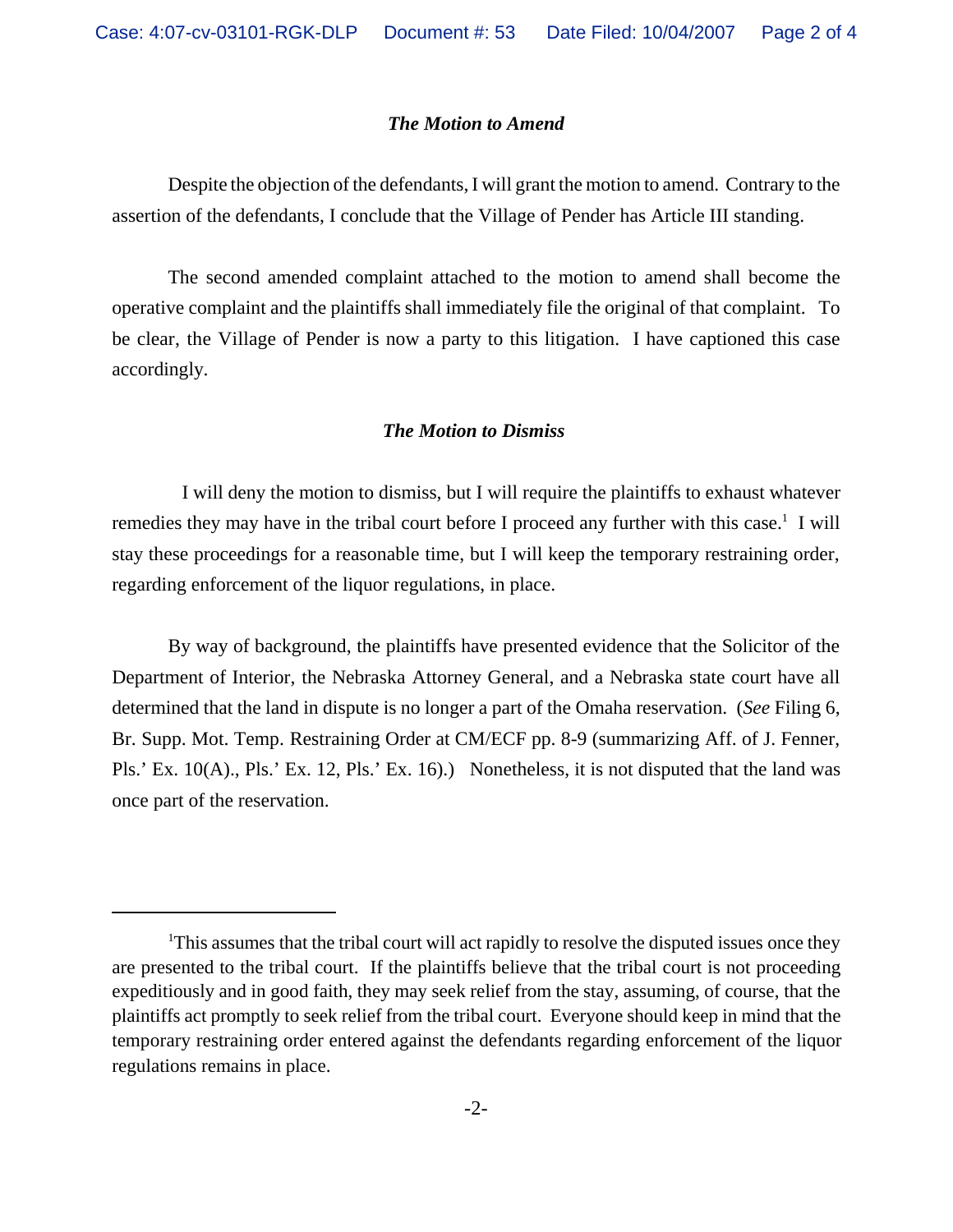### *The Motion to Amend*

Despite the objection of the defendants, I will grant the motion to amend. Contrary to the assertion of the defendants, I conclude that the Village of Pender has Article III standing.

The second amended complaint attached to the motion to amend shall become the operative complaint and the plaintiffs shall immediately file the original of that complaint. To be clear, the Village of Pender is now a party to this litigation. I have captioned this case accordingly.

### *The Motion to Dismiss*

I will deny the motion to dismiss, but I will require the plaintiffs to exhaust whatever remedies they may have in the tribal court before I proceed any further with this case.[1] I will stay these proceedings for a reasonable time, but I will keep the temporary restraining order, regarding enforcement of the liquor regulations, in place.

By way of background, the plaintiffs have presented evidence that the Solicitor of the Department of Interior, the Nebraska Attorney General, and a Nebraska state court have all determined that the land in dispute is no longer a part of the Omaha reservation. (*See* Filing 6, Br. Supp. Mot. Temp. Restraining Order at CM/ECF pp. 8-9 (summarizing Aff. of J. Fenner, Pls.' Ex. 10(A)., Pls.' Ex. 12, Pls.' Ex. 16).) Nonetheless, it is not disputed that the land was once part of the reservation.

---

[1]This assumes that the tribal court will act rapidly to resolve the disputed issues once they are presented to the tribal court. If the plaintiffs believe that the tribal court is not proceeding expeditiously and in good faith, they may seek relief from the stay, assuming, of course, that the plaintiffs act promptly to seek relief from the tribal court. Everyone should keep in mind that the temporary restraining order entered against the defendants regarding enforcement of the liquor regulations remains in place.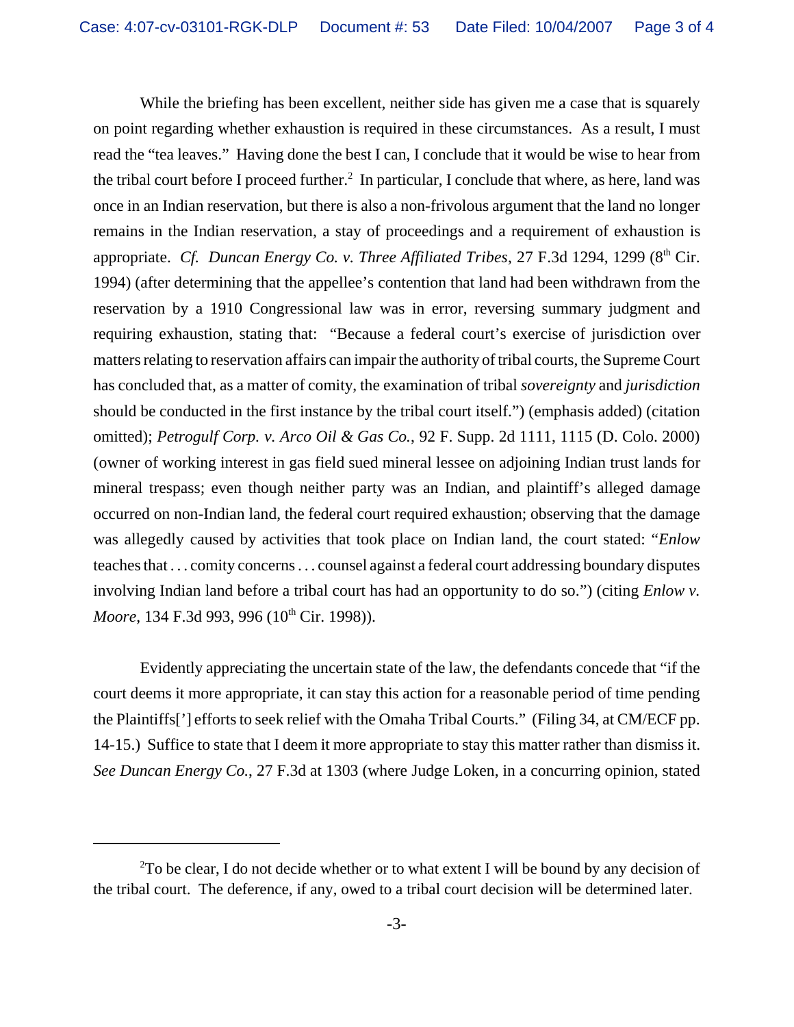While the briefing has been excellent, neither side has given me a case that is squarely on point regarding whether exhaustion is required in these circumstances. As a result, I must read the "tea leaves." Having done the best I can, I conclude that it would be wise to hear from the tribal court before I proceed further.[2] In particular, I conclude that where, as here, land was once in an Indian reservation, but there is also a non-frivolous argument that the land no longer remains in the Indian reservation, a stay of proceedings and a requirement of exhaustion is appropriate. *Cf. Duncan Energy Co. v. Three Affiliated Tribes*, 27 F.3d 1294, 1299 (8th Cir. 1994) (after determining that the appellee's contention that land had been withdrawn from the reservation by a 1910 Congressional law was in error, reversing summary judgment and requiring exhaustion, stating that: "Because a federal court's exercise of jurisdiction over matters relating to reservation affairs can impair the authority of tribal courts, the Supreme Court has concluded that, as a matter of comity, the examination of tribal *sovereignty* and *jurisdiction* should be conducted in the first instance by the tribal court itself.") (emphasis added) (citation omitted); *Petrogulf Corp. v. Arco Oil & Gas Co.*, 92 F. Supp. 2d 1111, 1115 (D. Colo. 2000) (owner of working interest in gas field sued mineral lessee on adjoining Indian trust lands for mineral trespass; even though neither party was an Indian, and plaintiff's alleged damage occurred on non-Indian land, the federal court required exhaustion; observing that the damage was allegedly caused by activities that took place on Indian land, the court stated: "*Enlow* teaches that . . . comity concerns . . . counsel against a federal court addressing boundary disputes involving Indian land before a tribal court has had an opportunity to do so.") (citing *Enlow v. Moore*, 134 F.3d 993, 996 (10th Cir. 1998)).

Evidently appreciating the uncertain state of the law, the defendants concede that "if the court deems it more appropriate, it can stay this action for a reasonable period of time pending the Plaintiffs['] efforts to seek relief with the Omaha Tribal Courts." (Filing 34, at CM/ECF pp. 14-15.) Suffice to state that I deem it more appropriate to stay this matter rather than dismiss it. *See Duncan Energy Co.*, 27 F.3d at 1303 (where Judge Loken, in a concurring opinion, stated

---

[2] To be clear, I do not decide whether or to what extent I will be bound by any decision of the tribal court. The deference, if any, owed to a tribal court decision will be determined later.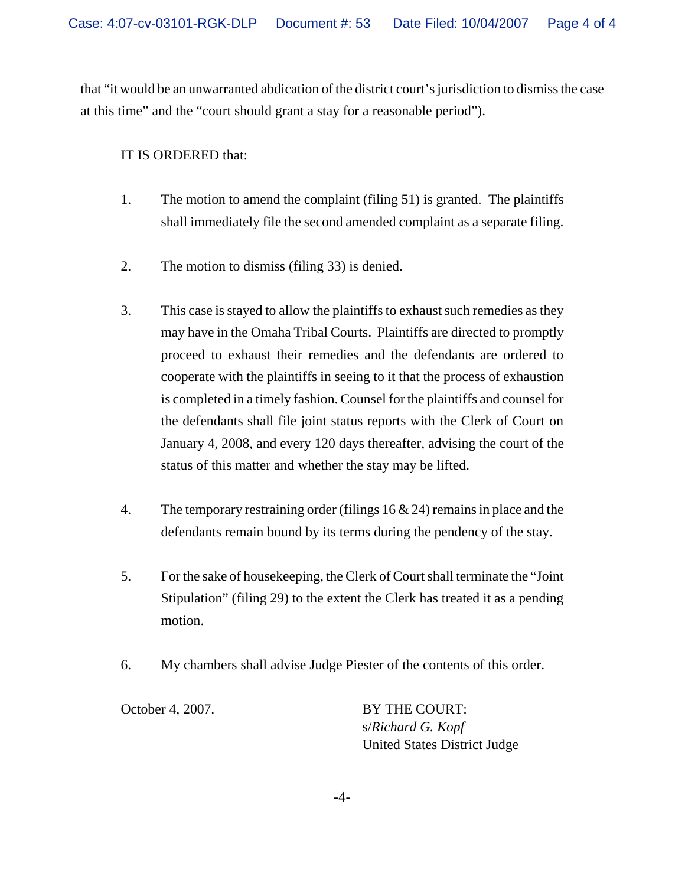that "it would be an unwarranted abdication of the district court's jurisdiction to dismiss the case at this time" and the "court should grant a stay for a reasonable period").

IT IS ORDERED that:

1. The motion to amend the complaint (filing 51) is granted. The plaintiffs shall immediately file the second amended complaint as a separate filing.

2. The motion to dismiss (filing 33) is denied.

3. This case is stayed to allow the plaintiffs to exhaust such remedies as they may have in the Omaha Tribal Courts. Plaintiffs are directed to promptly proceed to exhaust their remedies and the defendants are ordered to cooperate with the plaintiffs in seeing to it that the process of exhaustion is completed in a timely fashion. Counsel for the plaintiffs and counsel for the defendants shall file joint status reports with the Clerk of Court on January 4, 2008, and every 120 days thereafter, advising the court of the status of this matter and whether the stay may be lifted.

4. The temporary restraining order (filings 16 & 24) remains in place and the defendants remain bound by its terms during the pendency of the stay.

5. For the sake of housekeeping, the Clerk of Court shall terminate the "Joint Stipulation" (filing 29) to the extent the Clerk has treated it as a pending motion.

6. My chambers shall advise Judge Piester of the contents of this order.

October 4, 2007.

BY THE COURT:
s/*Richard G. Kopf*
United States District Judge